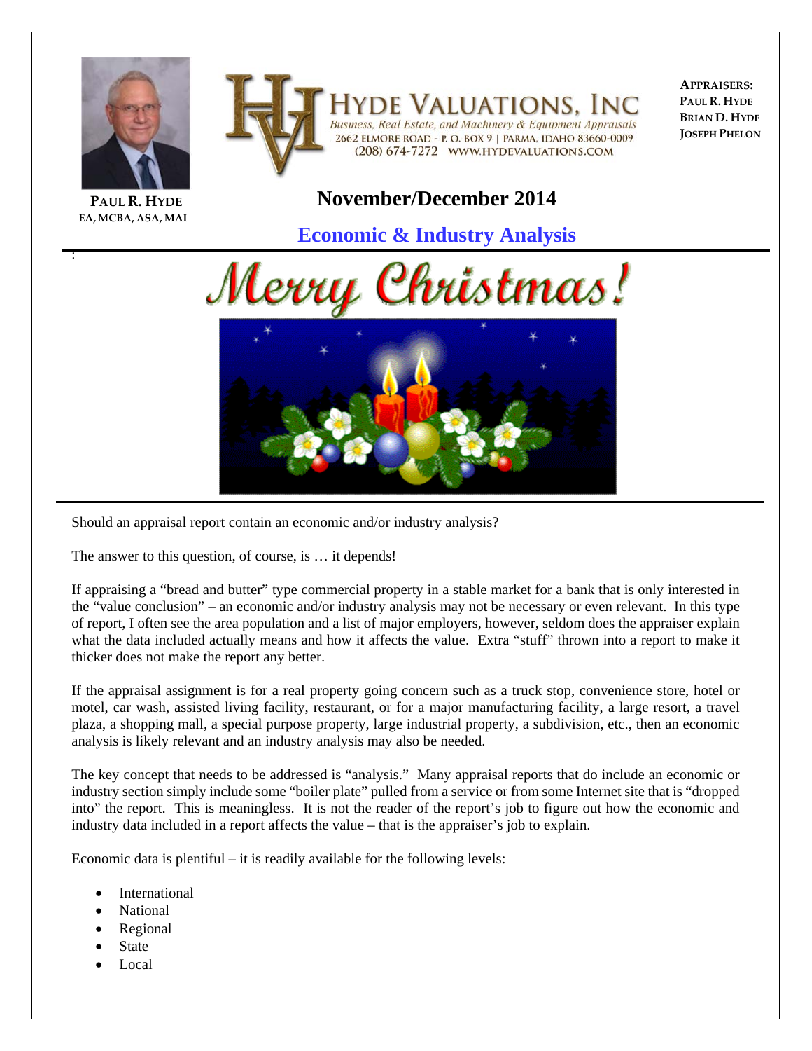**PAUL R. HYDE**
**EA, MCBA, ASA, MAI**

**HYDE VALUATIONS, INC**
*Business, Real Estate, and Machinery & Equipment Appraisals*
2662 ELMORE ROAD - P. O. BOX 9 | PARMA, IDAHO 83660-0009
(208) 674-7272 WWW.HYDEVALUATIONS.COM

**APPRAISERS:**
PAUL R. HYDE
BRIAN D. HYDE
JOSEPH PHELON

# November/December 2014

## Economic & Industry Analysis

Merry Christmas!

Should an appraisal report contain an economic and/or industry analysis?

The answer to this question, of course, is … it depends!

If appraising a "bread and butter" type commercial property in a stable market for a bank that is only interested in the "value conclusion" – an economic and/or industry analysis may not be necessary or even relevant. In this type of report, I often see the area population and a list of major employers, however, seldom does the appraiser explain what the data included actually means and how it affects the value. Extra "stuff" thrown into a report to make it thicker does not make the report any better.

If the appraisal assignment is for a real property going concern such as a truck stop, convenience store, hotel or motel, car wash, assisted living facility, restaurant, or for a major manufacturing facility, a large resort, a travel plaza, a shopping mall, a special purpose property, large industrial property, a subdivision, etc., then an economic analysis is likely relevant and an industry analysis may also be needed.

The key concept that needs to be addressed is "analysis." Many appraisal reports that do include an economic or industry section simply include some "boiler plate" pulled from a service or from some Internet site that is "dropped into" the report. This is meaningless. It is not the reader of the report's job to figure out how the economic and industry data included in a report affects the value – that is the appraiser's job to explain.

Economic data is plentiful – it is readily available for the following levels:

- International
- National
- Regional
- State
- Local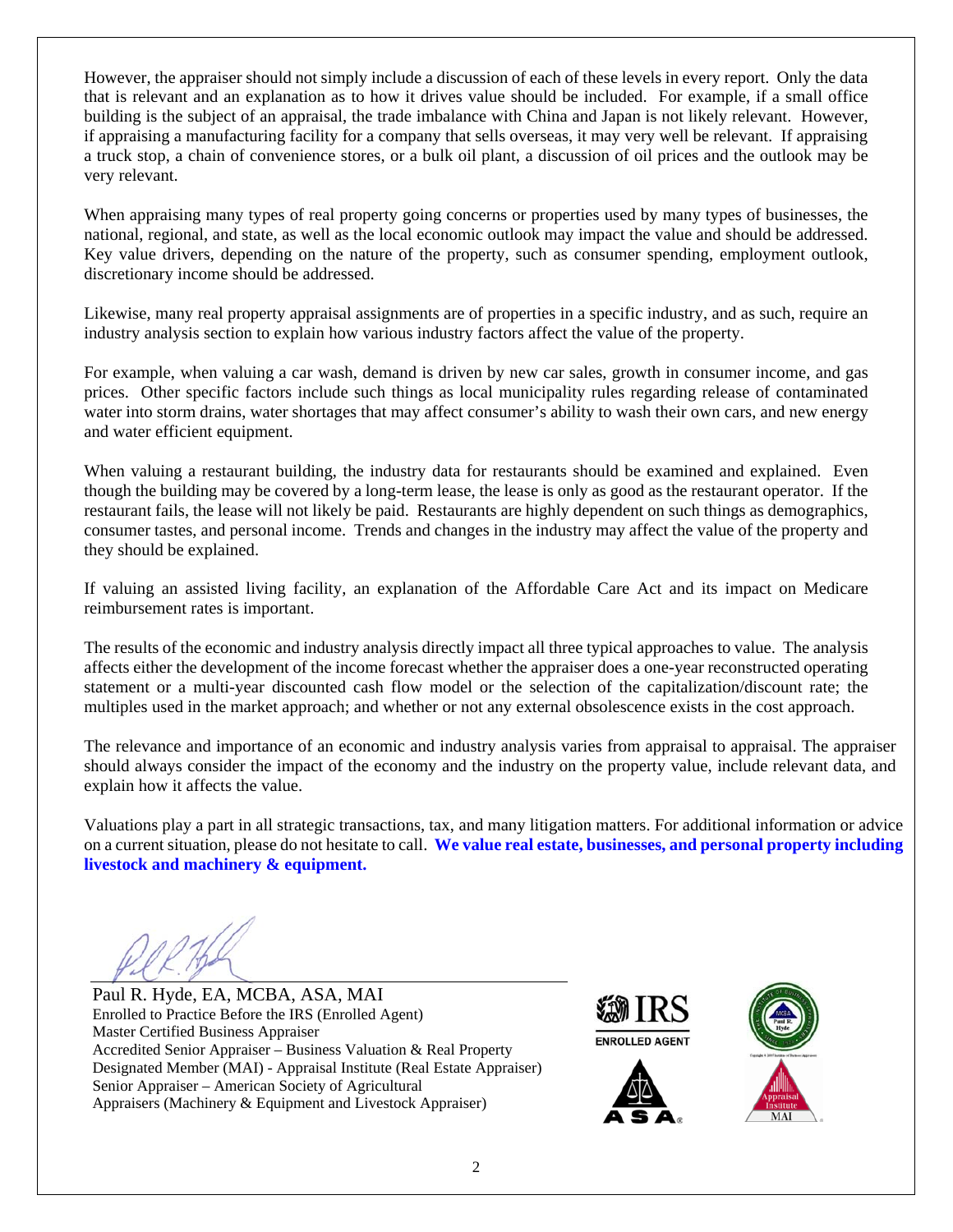However, the appraiser should not simply include a discussion of each of these levels in every report. Only the data that is relevant and an explanation as to how it drives value should be included. For example, if a small office building is the subject of an appraisal, the trade imbalance with China and Japan is not likely relevant. However, if appraising a manufacturing facility for a company that sells overseas, it may very well be relevant. If appraising a truck stop, a chain of convenience stores, or a bulk oil plant, a discussion of oil prices and the outlook may be very relevant.

When appraising many types of real property going concerns or properties used by many types of businesses, the national, regional, and state, as well as the local economic outlook may impact the value and should be addressed. Key value drivers, depending on the nature of the property, such as consumer spending, employment outlook, discretionary income should be addressed.

Likewise, many real property appraisal assignments are of properties in a specific industry, and as such, require an industry analysis section to explain how various industry factors affect the value of the property.

For example, when valuing a car wash, demand is driven by new car sales, growth in consumer income, and gas prices. Other specific factors include such things as local municipality rules regarding release of contaminated water into storm drains, water shortages that may affect consumer's ability to wash their own cars, and new energy and water efficient equipment.

When valuing a restaurant building, the industry data for restaurants should be examined and explained. Even though the building may be covered by a long-term lease, the lease is only as good as the restaurant operator. If the restaurant fails, the lease will not likely be paid. Restaurants are highly dependent on such things as demographics, consumer tastes, and personal income. Trends and changes in the industry may affect the value of the property and they should be explained.

If valuing an assisted living facility, an explanation of the Affordable Care Act and its impact on Medicare reimbursement rates is important.

The results of the economic and industry analysis directly impact all three typical approaches to value. The analysis affects either the development of the income forecast whether the appraiser does a one-year reconstructed operating statement or a multi-year discounted cash flow model or the selection of the capitalization/discount rate; the multiples used in the market approach; and whether or not any external obsolescence exists in the cost approach.

The relevance and importance of an economic and industry analysis varies from appraisal to appraisal. The appraiser should always consider the impact of the economy and the industry on the property value, include relevant data, and explain how it affects the value.

Valuations play a part in all strategic transactions, tax, and many litigation matters. For additional information or advice on a current situation, please do not hesitate to call. **We value real estate, businesses, and personal property including livestock and machinery & equipment.**

Paul R. Hyde, EA, MCBA, ASA, MAI
Enrolled to Practice Before the IRS (Enrolled Agent)
Master Certified Business Appraiser
Accredited Senior Appraiser – Business Valuation & Real Property
Designated Member (MAI) - Appraisal Institute (Real Estate Appraiser)
Senior Appraiser – American Society of Agricultural
Appraisers (Machinery & Equipment and Livestock Appraiser)